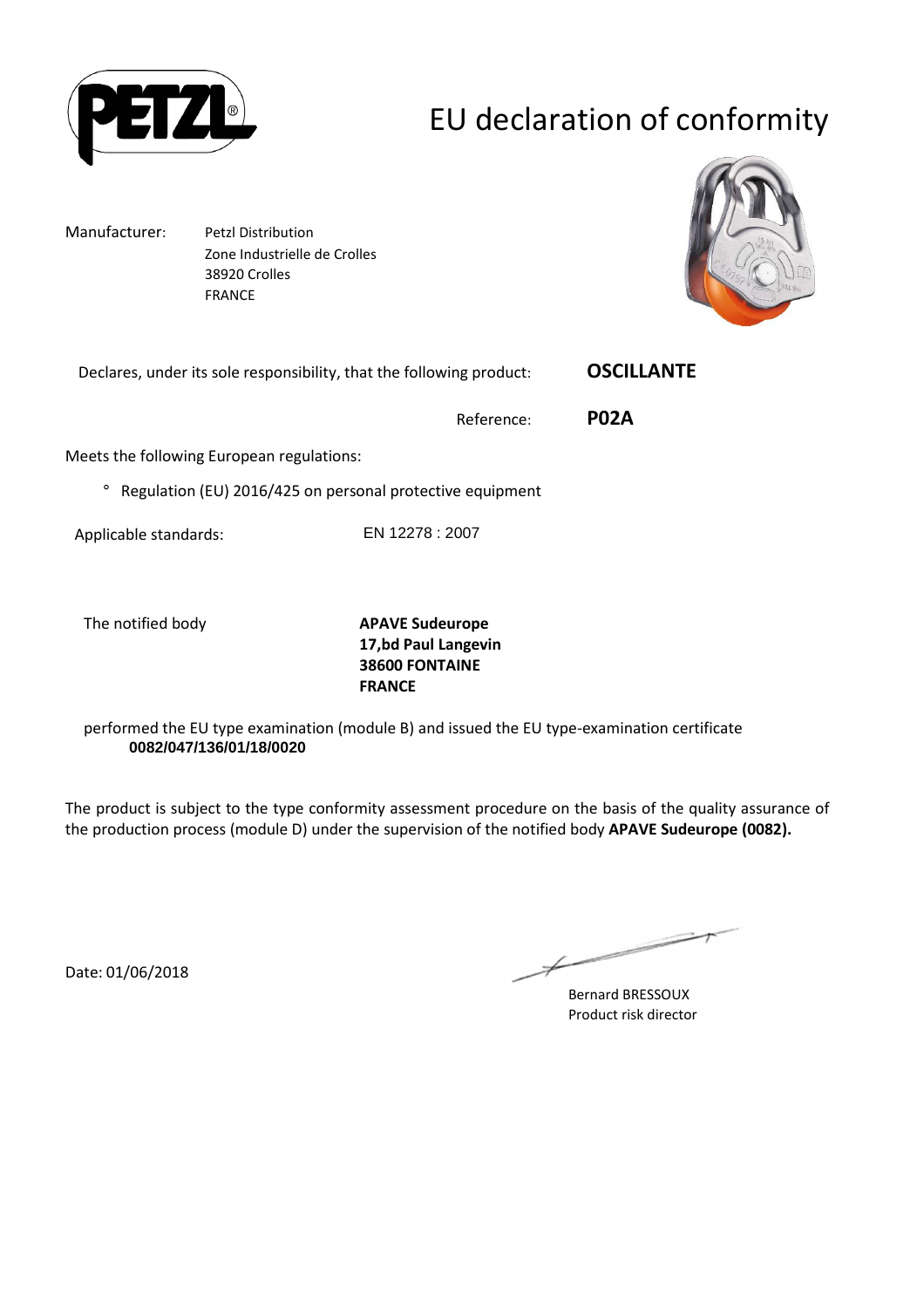PETZL

# EU declaration of conformity

Manufacturer: Petzl Distribution
Zone Industrielle de Crolles
38920 Crolles
FRANCE

Declares, under its sole responsibility, that the following product: **OSCILLANTE**

Reference: **P02A**

Meets the following European regulations:

° Regulation (EU) 2016/425 on personal protective equipment

Applicable standards: EN 12278 : 2007

The notified body **APAVE Sudeurope**
**17,bd Paul Langevin**
**38600 FONTAINE**
**FRANCE**

performed the EU type examination (module B) and issued the EU type-examination certificate
**0082/047/136/01/18/0020**

The product is subject to the type conformity assessment procedure on the basis of the quality assurance of the production process (module D) under the supervision of the notified body **APAVE Sudeurope (0082).**

Date: 01/06/2018

Bernard BRESSOUX
Product risk director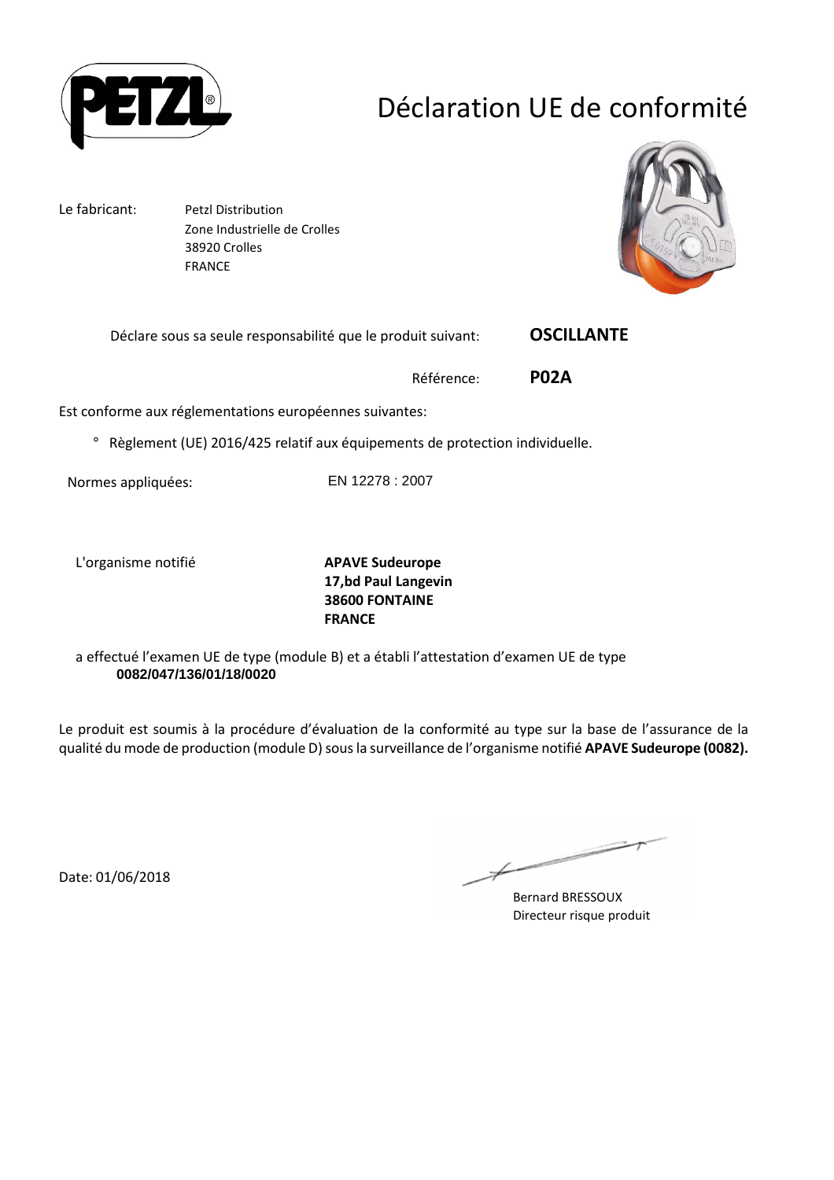# Déclaration UE de conformité

Le fabricant: Petzl Distribution
Zone Industrielle de Crolles
38920 Crolles
FRANCE

Déclare sous sa seule responsabilité que le produit suivant: **OSCILLANTE**

Référence: **P02A**

Est conforme aux réglementations européennes suivantes:

° Règlement (UE) 2016/425 relatif aux équipements de protection individuelle.

Normes appliquées: EN 12278 : 2007

L'organisme notifié **APAVE Sudeurope**
**17,bd Paul Langevin**
**38600 FONTAINE**
**FRANCE**

a effectué l'examen UE de type (module B) et a établi l'attestation d'examen UE de type **0082/047/136/01/18/0020**

Le produit est soumis à la procédure d'évaluation de la conformité au type sur la base de l'assurance de la qualité du mode de production (module D) sous la surveillance de l'organisme notifié **APAVE Sudeurope (0082).**

Date: 01/06/2018

Bernard BRESSOUX
Directeur risque produit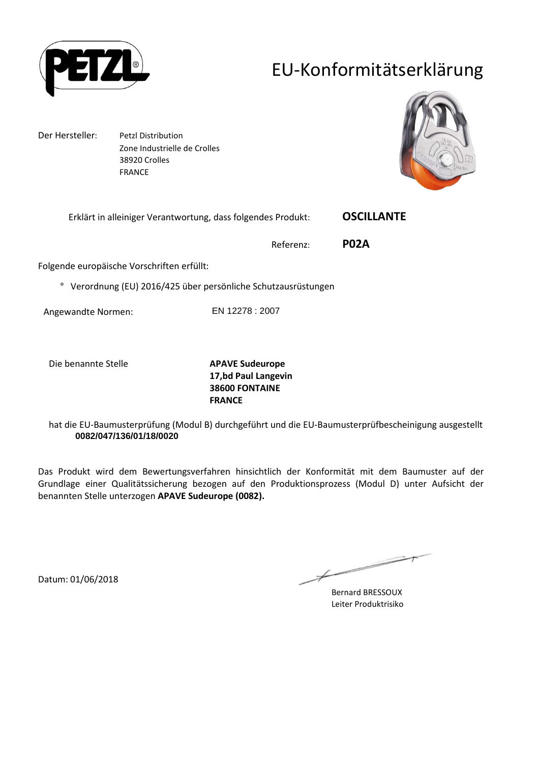# EU-Konformitätserklärung

Der Hersteller: Petzl Distribution
Zone Industrielle de Crolles
38920 Crolles
FRANCE

Erklärt in alleiniger Verantwortung, dass folgendes Produkt: **OSCILLANTE**

Referenz: **P02A**

Folgende europäische Vorschriften erfüllt:

° Verordnung (EU) 2016/425 über persönliche Schutzausrüstungen

Angewandte Normen: EN 12278 : 2007

Die benannte Stelle **APAVE Sudeurope**
**17,bd Paul Langevin**
**38600 FONTAINE**
**FRANCE**

hat die EU-Baumusterprüfung (Modul B) durchgeführt und die EU-Baumusterprüfbescheinigung ausgestellt
**0082/047/136/01/18/0020**

Das Produkt wird dem Bewertungsverfahren hinsichtlich der Konformität mit dem Baumuster auf der Grundlage einer Qualitätssicherung bezogen auf den Produktionsprozess (Modul D) unter Aufsicht der benannten Stelle unterzogen **APAVE Sudeurope (0082).**

Datum: 01/06/2018

Bernard BRESSOUX
Leiter Produktrisiko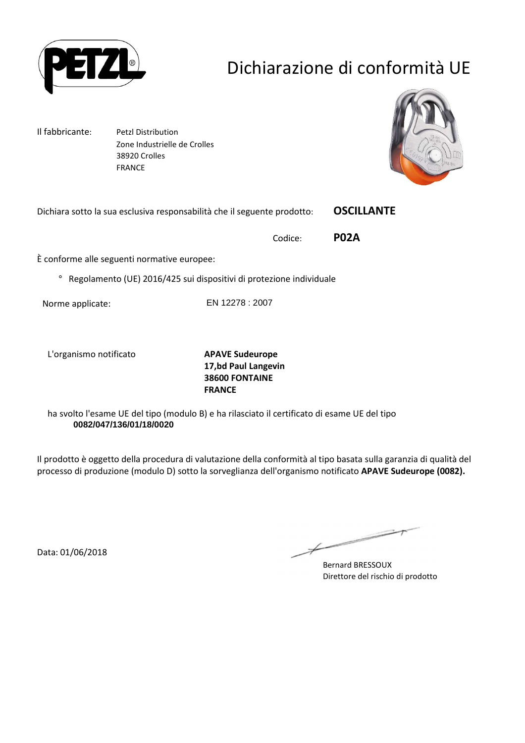# Dichiarazione di conformità UE

Il fabbricante: Petzl Distribution
Zone Industrielle de Crolles
38920 Crolles
FRANCE

Dichiara sotto la sua esclusiva responsabilità che il seguente prodotto: **OSCILLANTE**

Codice: **P02A**

È conforme alle seguenti normative europee:

° Regolamento (UE) 2016/425 sui dispositivi di protezione individuale

Norme applicate: EN 12278 : 2007

L'organismo notificato **APAVE Sudeurope**
**17,bd Paul Langevin**
**38600 FONTAINE**
**FRANCE**

ha svolto l'esame UE del tipo (modulo B) e ha rilasciato il certificato di esame UE del tipo
**0082/047/136/01/18/0020**

Il prodotto è oggetto della procedura di valutazione della conformità al tipo basata sulla garanzia di qualità del processo di produzione (modulo D) sotto la sorveglianza dell'organismo notificato **APAVE Sudeurope (0082).**

Data: 01/06/2018

Bernard BRESSOUX
Direttore del rischio di prodotto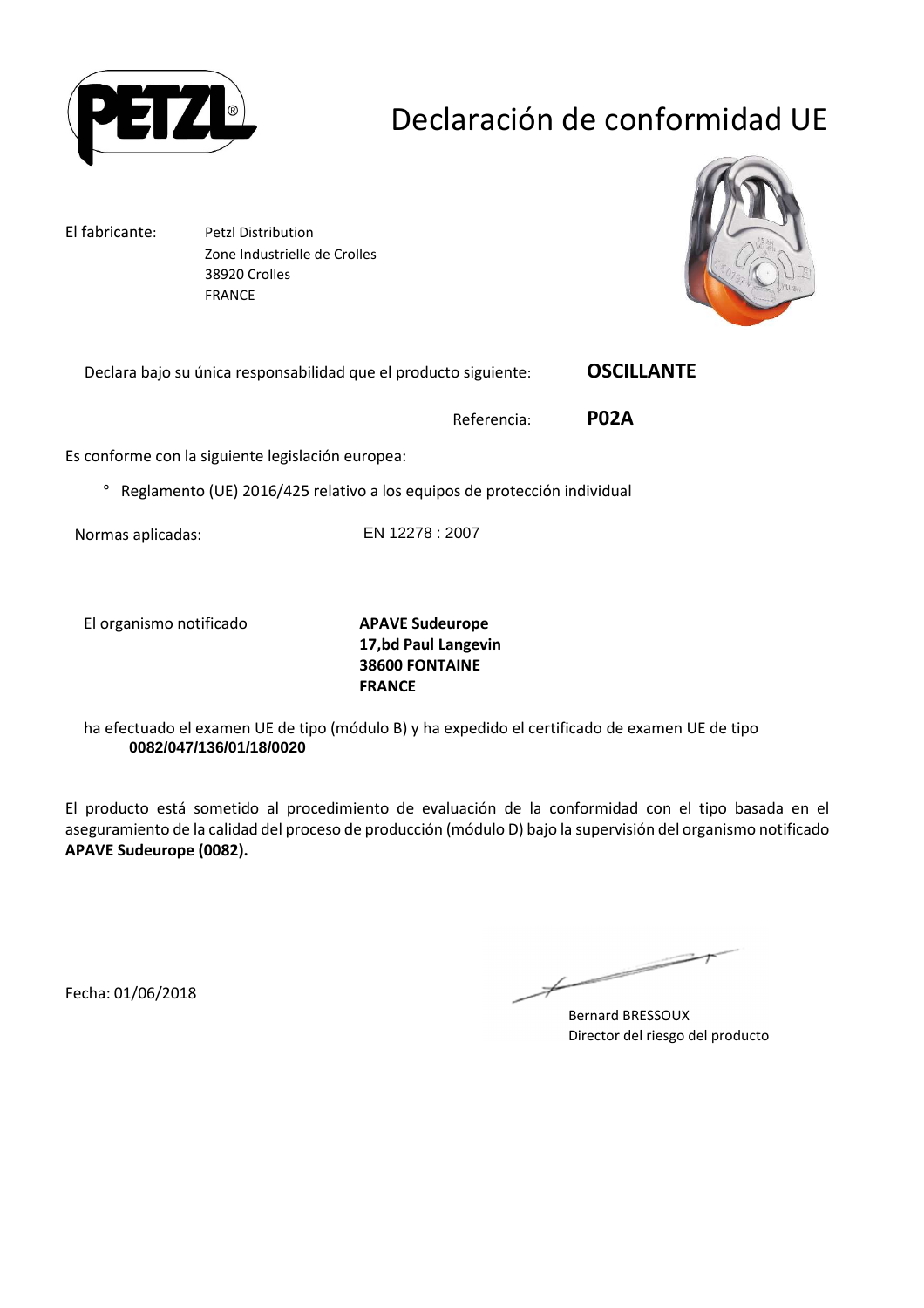# Declaración de conformidad UE

El fabricante: Petzl Distribution
Zone Industrielle de Crolles
38920 Crolles
FRANCE

Declara bajo su única responsabilidad que el producto siguiente: **OSCILLANTE**

Referencia: **P02A**

Es conforme con la siguiente legislación europea:

° Reglamento (UE) 2016/425 relativo a los equipos de protección individual

Normas aplicadas: EN 12278 : 2007

El organismo notificado **APAVE Sudeurope**
**17,bd Paul Langevin**
**38600 FONTAINE**
**FRANCE**

ha efectuado el examen UE de tipo (módulo B) y ha expedido el certificado de examen UE de tipo
**0082/047/136/01/18/0020**

El producto está sometido al procedimiento de evaluación de la conformidad con el tipo basada en el aseguramiento de la calidad del proceso de producción (módulo D) bajo la supervisión del organismo notificado **APAVE Sudeurope (0082).**

Fecha: 01/06/2018

Bernard BRESSOUX
Director del riesgo del producto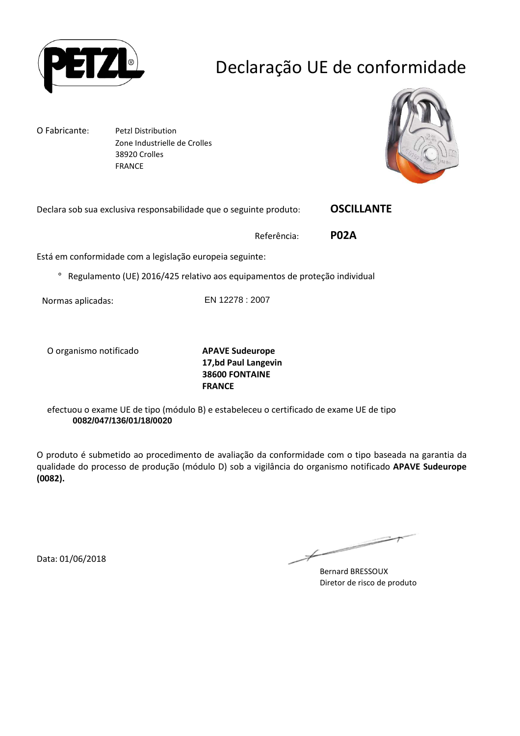# Declaração UE de conformidade

O Fabricante: Petzl Distribution
Zone Industrielle de Crolles
38920 Crolles
FRANCE

Declara sob sua exclusiva responsabilidade que o seguinte produto: **OSCILLANTE**

Referência: **P02A**

Está em conformidade com a legislação europeia seguinte:

° Regulamento (UE) 2016/425 relativo aos equipamentos de proteção individual

Normas aplicadas: EN 12278 : 2007

O organismo notificado **APAVE Sudeurope**
**17,bd Paul Langevin**
**38600 FONTAINE**
**FRANCE**

efectuou o exame UE de tipo (módulo B) e estabeleceu o certificado de exame UE de tipo
**0082/047/136/01/18/0020**

O produto é submetido ao procedimento de avaliação da conformidade com o tipo baseada na garantia da qualidade do processo de produção (módulo D) sob a vigilância do organismo notificado **APAVE Sudeurope (0082).**

Data: 01/06/2018

Bernard BRESSOUX
Diretor de risco de produto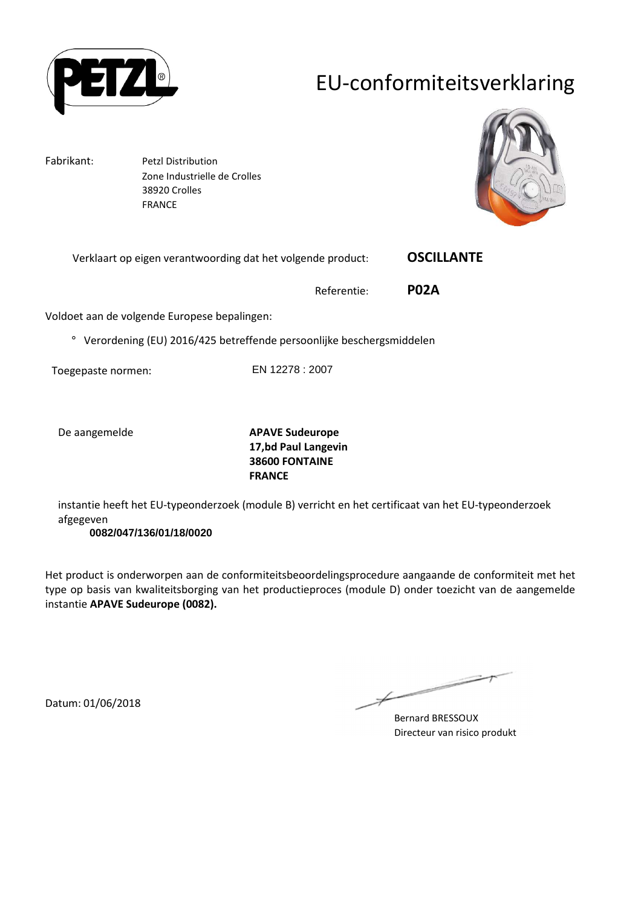PETZL®

# EU-conformiteitsverklaring

Fabrikant: Petzl Distribution
Zone Industrielle de Crolles
38920 Crolles
FRANCE

Verklaart op eigen verantwoording dat het volgende product: **OSCILLANTE**

Referentie: **P02A**

Voldoet aan de volgende Europese bepalingen:

° Verordening (EU) 2016/425 betreffende persoonlijke beschergsmiddelen

Toegepaste normen: EN 12278 : 2007

De aangemelde **APAVE Sudeurope**
**17,bd Paul Langevin**
**38600 FONTAINE**
**FRANCE**

instantie heeft het EU-typeonderzoek (module B) verricht en het certificaat van het EU-typeonderzoek afgegeven
**0082/047/136/01/18/0020**

Het product is onderworpen aan de conformiteitsbeoordelingsprocedure aangaande de conformiteit met het type op basis van kwaliteitsborging van het productieproces (module D) onder toezicht van de aangemelde instantie **APAVE Sudeurope (0082).**

Datum: 01/06/2018

Bernard BRESSOUX
Directeur van risico produkt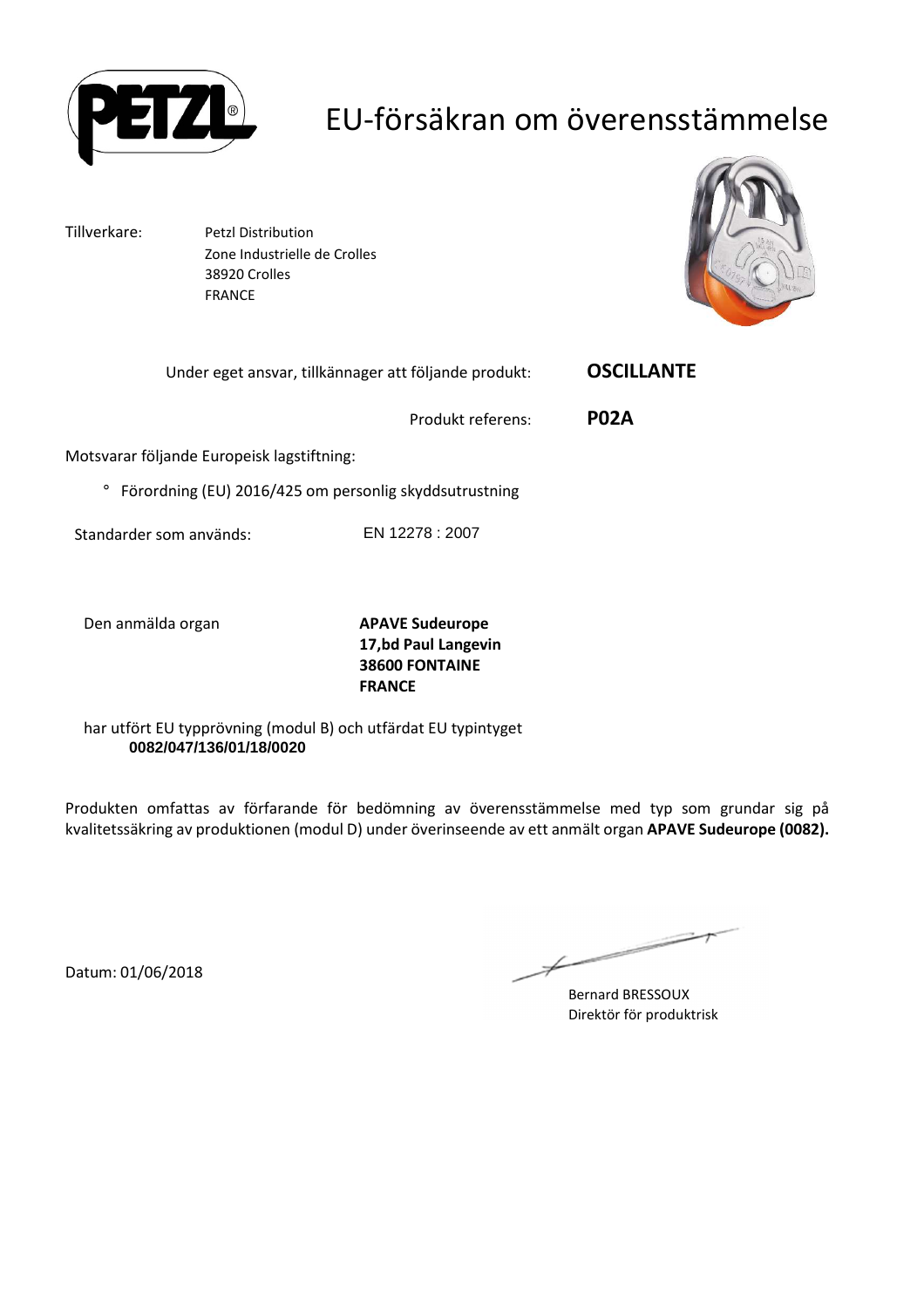# EU-försäkran om överensstämmelse

Tillverkare: Petzl Distribution
Zone Industrielle de Crolles
38920 Crolles
FRANCE

Under eget ansvar, tillkännager att följande produkt: **OSCILLANTE**

Produkt referens: **P02A**

Motsvarar följande Europeisk lagstiftning:

° Förordning (EU) 2016/425 om personlig skyddsutrustning

Standarder som används: EN 12278 : 2007

Den anmälda organ **APAVE Sudeurope**
**17,bd Paul Langevin**
**38600 FONTAINE**
**FRANCE**

har utfört EU typprövning (modul B) och utfärdat EU typintyget
**0082/047/136/01/18/0020**

Produkten omfattas av förfarande för bedömning av överensstämmelse med typ som grundar sig på kvalitetssäkring av produktionen (modul D) under överinseende av ett anmält organ **APAVE Sudeurope (0082).**

Datum: 01/06/2018

Bernard BRESSOUX
Direktör för produktrisk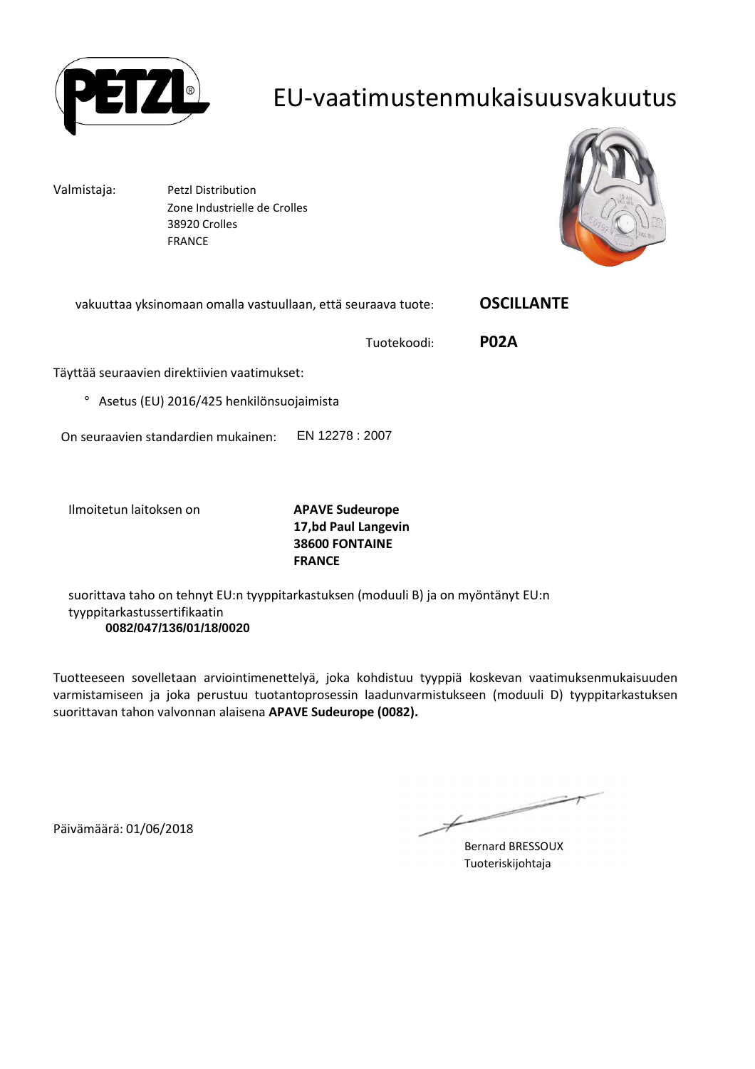# EU-vaatimustenmukaisuusvakuutus

Valmistaja: Petzl Distribution
Zone Industrielle de Crolles
38920 Crolles
FRANCE

vakuuttaa yksinomaan omalla vastuullaan, että seuraava tuote: **OSCILLANTE**

Tuotekoodi: **P02A**

Täyttää seuraavien direktiivien vaatimukset:

- Asetus (EU) 2016/425 henkilönsuojaimista

On seuraavien standardien mukainen: EN 12278 : 2007

Ilmoitetun laitoksen on **APAVE Sudeurope**
**17,bd Paul Langevin**
**38600 FONTAINE**
**FRANCE**

suorittava taho on tehnyt EU:n tyyppitarkastuksen (moduuli B) ja on myöntänyt EU:n tyyppitarkastussertifikaatin
**0082/047/136/01/18/0020**

Tuotteeseen sovelletaan arviointimenettelyä, joka kohdistuu tyyppiä koskevan vaatimuksenmukaisuuden varmistamiseen ja joka perustuu tuotantoprosessin laadunvarmistukseen (moduuli D) tyyppitarkastuksen suorittavan tahon valvonnan alaisena **APAVE Sudeurope (0082).**

Päivämäärä: 01/06/2018

Bernard BRESSOUX
Tuoteriskijohtaja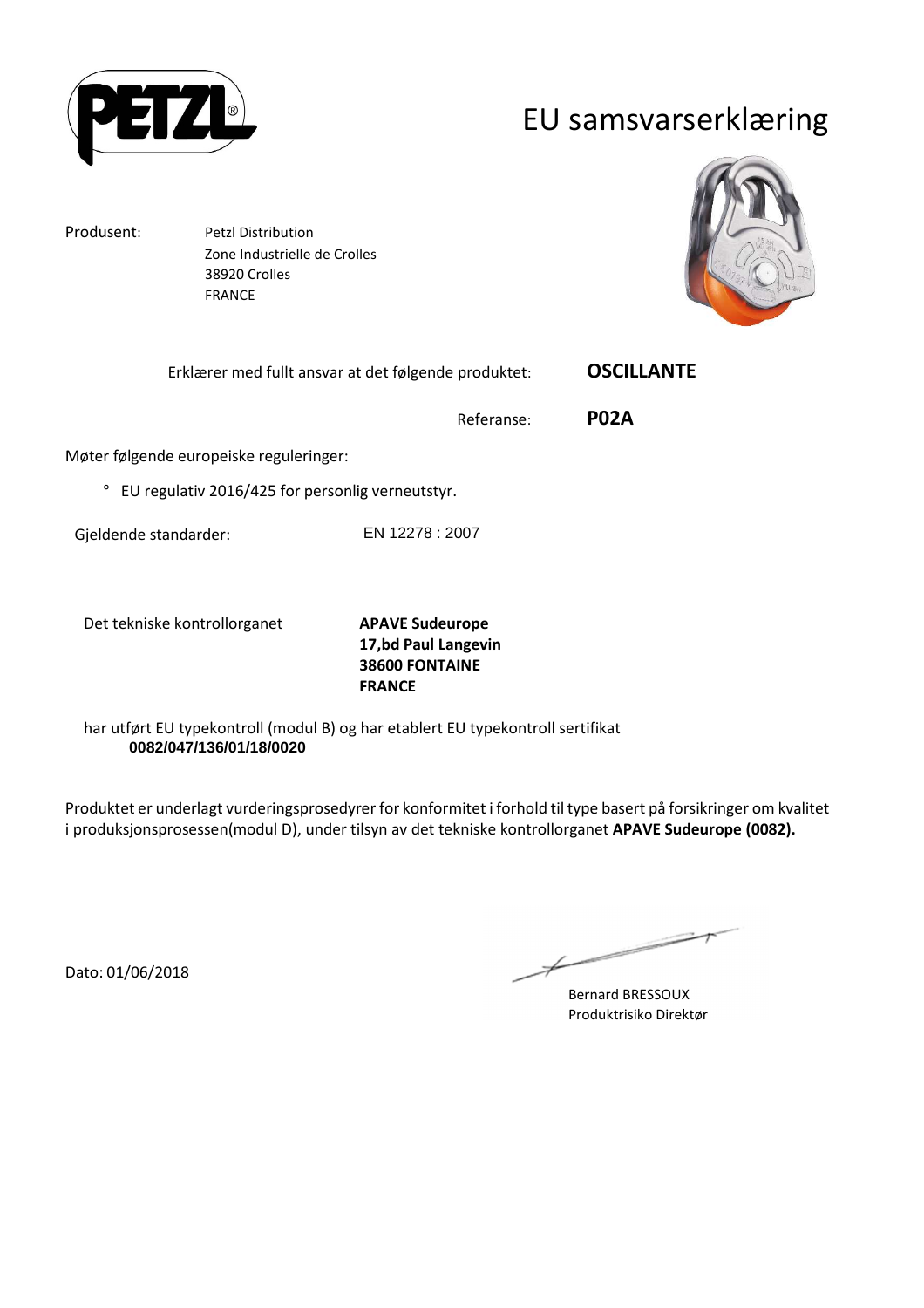# EU samsvarserklæring

Produsent: Petzl Distribution
Zone Industrielle de Crolles
38920 Crolles
FRANCE

Erklærer med fullt ansvar at det følgende produktet: **OSCILLANTE**

Referanse: **P02A**

Møter følgende europeiske reguleringer:

° EU regulativ 2016/425 for personlig verneutstyr.

Gjeldende standarder: EN 12278 : 2007

Det tekniske kontrollorganet **APAVE Sudeurope**
**17,bd Paul Langevin**
**38600 FONTAINE**
**FRANCE**

har utført EU typekontroll (modul B) og har etablert EU typekontroll sertifikat
**0082/047/136/01/18/0020**

Produktet er underlagt vurderingsprosedyrer for konformitet i forhold til type basert på forsikringer om kvalitet i produksjonsprosessen(modul D), under tilsyn av det tekniske kontrollorganet **APAVE Sudeurope (0082).**

Dato: 01/06/2018

Bernard BRESSOUX
Produktrisiko Direktør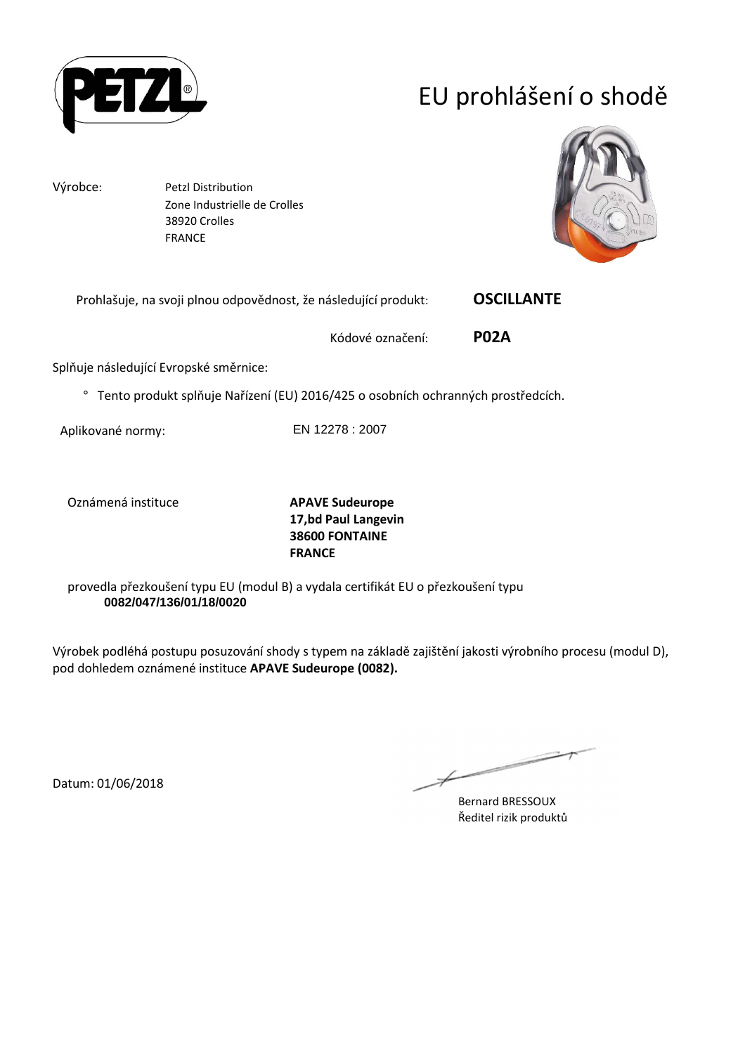# EU prohlášení o shodě

Výrobce: Petzl Distribution
Zone Industrielle de Crolles
38920 Crolles
FRANCE

Prohlašuje, na svoji plnou odpovědnost, že následující produkt: **OSCILLANTE**

Kódové označení: **P02A**

Splňuje následující Evropské směrnice:

° Tento produkt splňuje Nařízení (EU) 2016/425 o osobních ochranných prostředcích.

Aplikované normy: EN 12278 : 2007

Oznámená instituce
**APAVE Sudeurope**
**17,bd Paul Langevin**
**38600 FONTAINE**
**FRANCE**

provedla přezkoušení typu EU (modul B) a vydala certifikát EU o přezkoušení typu
**0082/047/136/01/18/0020**

Výrobek podléhá postupu posuzování shody s typem na základě zajištění jakosti výrobního procesu (modul D), pod dohledem oznámené instituce **APAVE Sudeurope (0082).**

Datum: 01/06/2018

Bernard BRESSOUX
Ředitel rizik produktů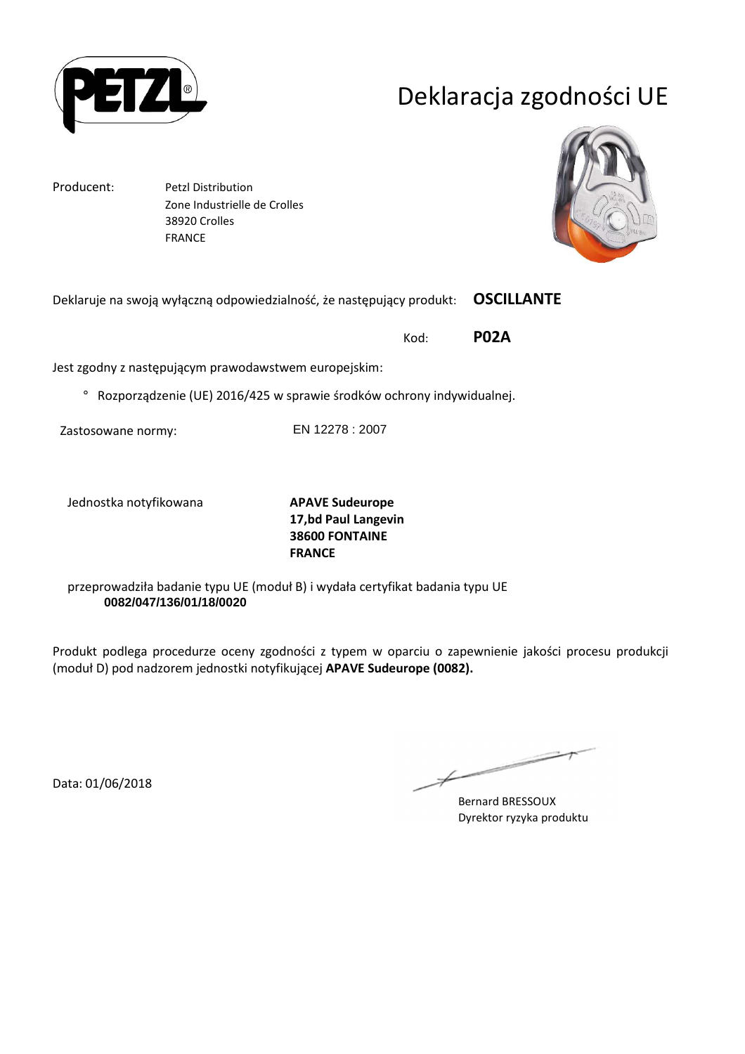# Deklaracja zgodności UE

Producent: Petzl Distribution
Zone Industrielle de Crolles
38920 Crolles
FRANCE

Deklaruje na swoją wyłączną odpowiedzialność, że następujący produkt: **OSCILLANTE**

Kod: **P02A**

Jest zgodny z następującym prawodawstwem europejskim:

° Rozporządzenie (UE) 2016/425 w sprawie środków ochrony indywidualnej.

Zastosowane normy: EN 12278 : 2007

Jednostka notyfikowana **APAVE Sudeurope**
**17,bd Paul Langevin**
**38600 FONTAINE**
**FRANCE**

przeprowadziła badanie typu UE (moduł B) i wydała certyfikat badania typu UE
**0082/047/136/01/18/0020**

Produkt podlega procedurze oceny zgodności z typem w oparciu o zapewnienie jakości procesu produkcji (moduł D) pod nadzorem jednostki notyfikującej **APAVE Sudeurope (0082).**

Data: 01/06/2018

Bernard BRESSOUX
Dyrektor ryzyka produktu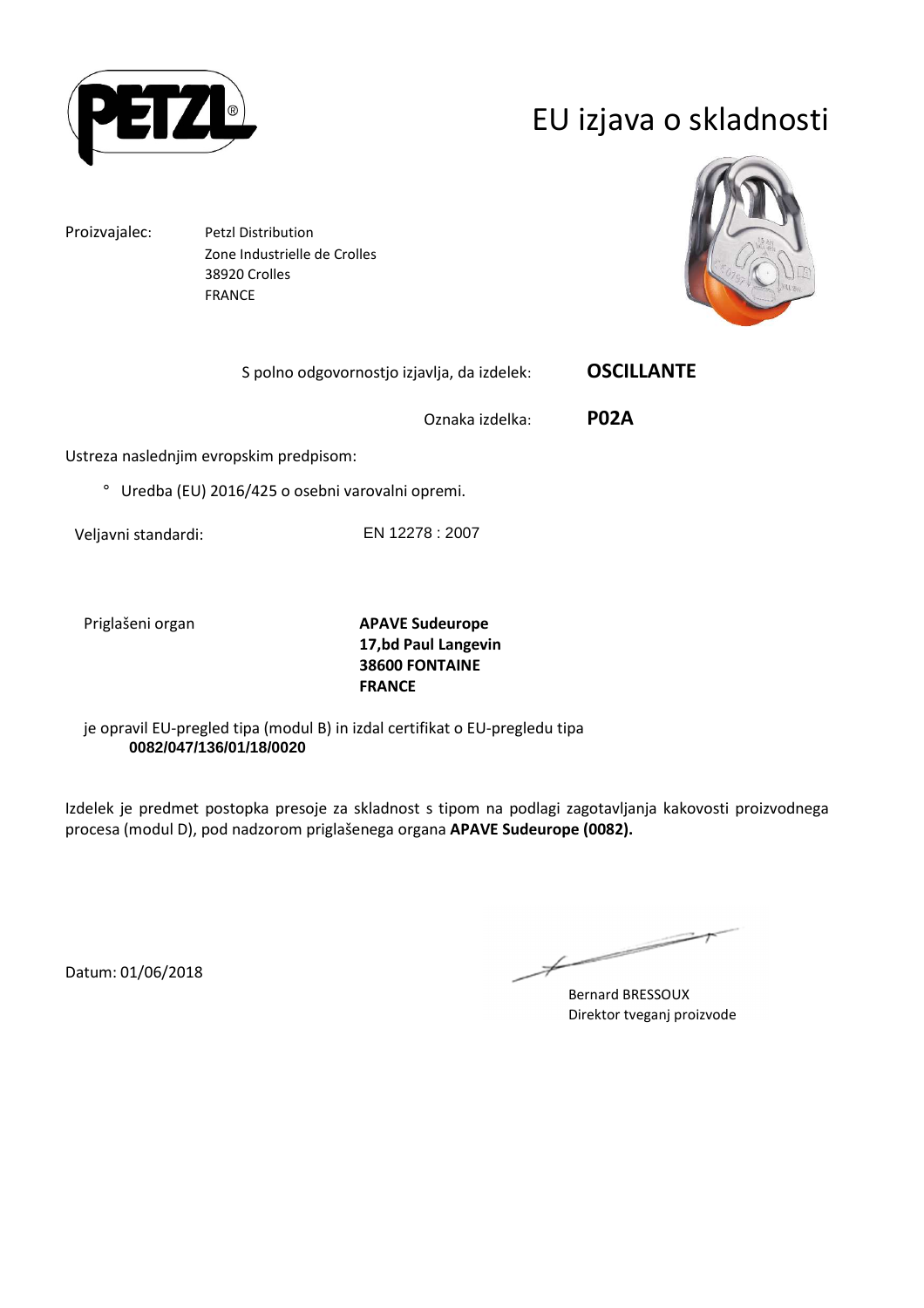# EU izjava o skladnosti

Proizvajalec: Petzl Distribution
Zone Industrielle de Crolles
38920 Crolles
FRANCE

S polno odgovornostjo izjavlja, da izdelek: **OSCILLANTE**

Oznaka izdelka: **P02A**

Ustreza naslednjim evropskim predpisom:

- Uredba (EU) 2016/425 o osebni varovalni opremi.

Veljavni standardi: EN 12278 : 2007

Priglašeni organ **APAVE Sudeurope**
**17,bd Paul Langevin**
**38600 FONTAINE**
**FRANCE**

je opravil EU-pregled tipa (modul B) in izdal certifikat o EU-pregledu tipa
**0082/047/136/01/18/0020**

Izdelek je predmet postopka presoje za skladnost s tipom na podlagi zagotavljanja kakovosti proizvodnega procesa (modul D), pod nadzorom priglašenega organa **APAVE Sudeurope (0082).**

Datum: 01/06/2018

Bernard BRESSOUX
Direktor tveganj proizvode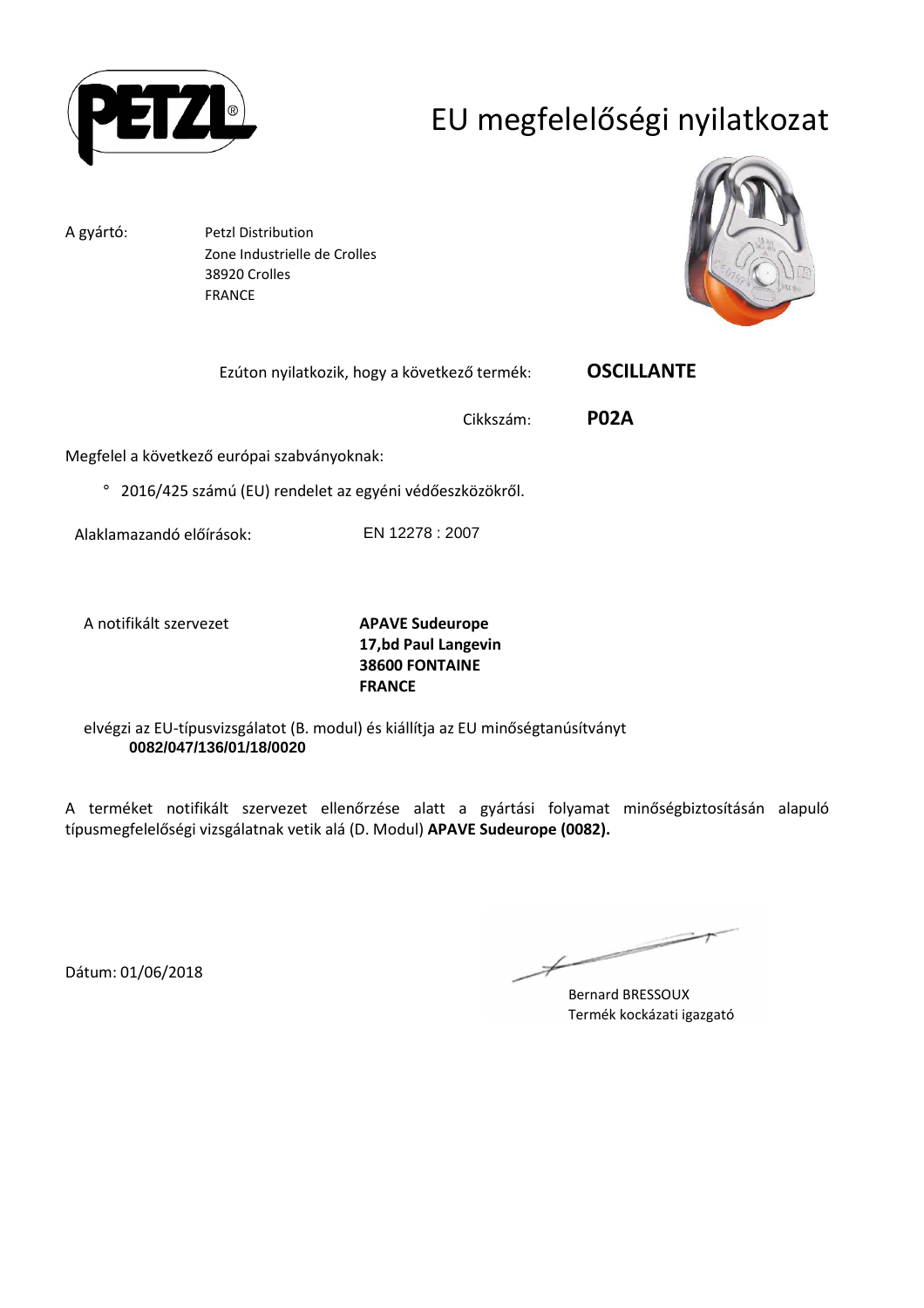# EU megfelelőségi nyilatkozat

A gyártó: Petzl Distribution
Zone Industrielle de Crolles
38920 Crolles
FRANCE

Ezúton nyilatkozik, hogy a következő termék: **OSCILLANTE**

Cikkszám: **P02A**

Megfelel a következő európai szabványoknak:

° 2016/425 számú (EU) rendelet az egyéni védőeszközökről.

Alaklamazandó előírások: EN 12278 : 2007

A notifikált szervezet **APAVE Sudeurope**
**17,bd Paul Langevin**
**38600 FONTAINE**
**FRANCE**

elvégzi az EU-típusvizsgálatot (B. modul) és kiállítja az EU minőségtanúsítványt
**0082/047/136/01/18/0020**

A terméket notifikált szervezet ellenőrzése alatt a gyártási folyamat minőségbiztosításán alapuló típusmegfelelőségi vizsgálatnak vetik alá (D. Modul) **APAVE Sudeurope (0082).**

Dátum: 01/06/2018

Bernard BRESSOUX
Termék kockázati igazgató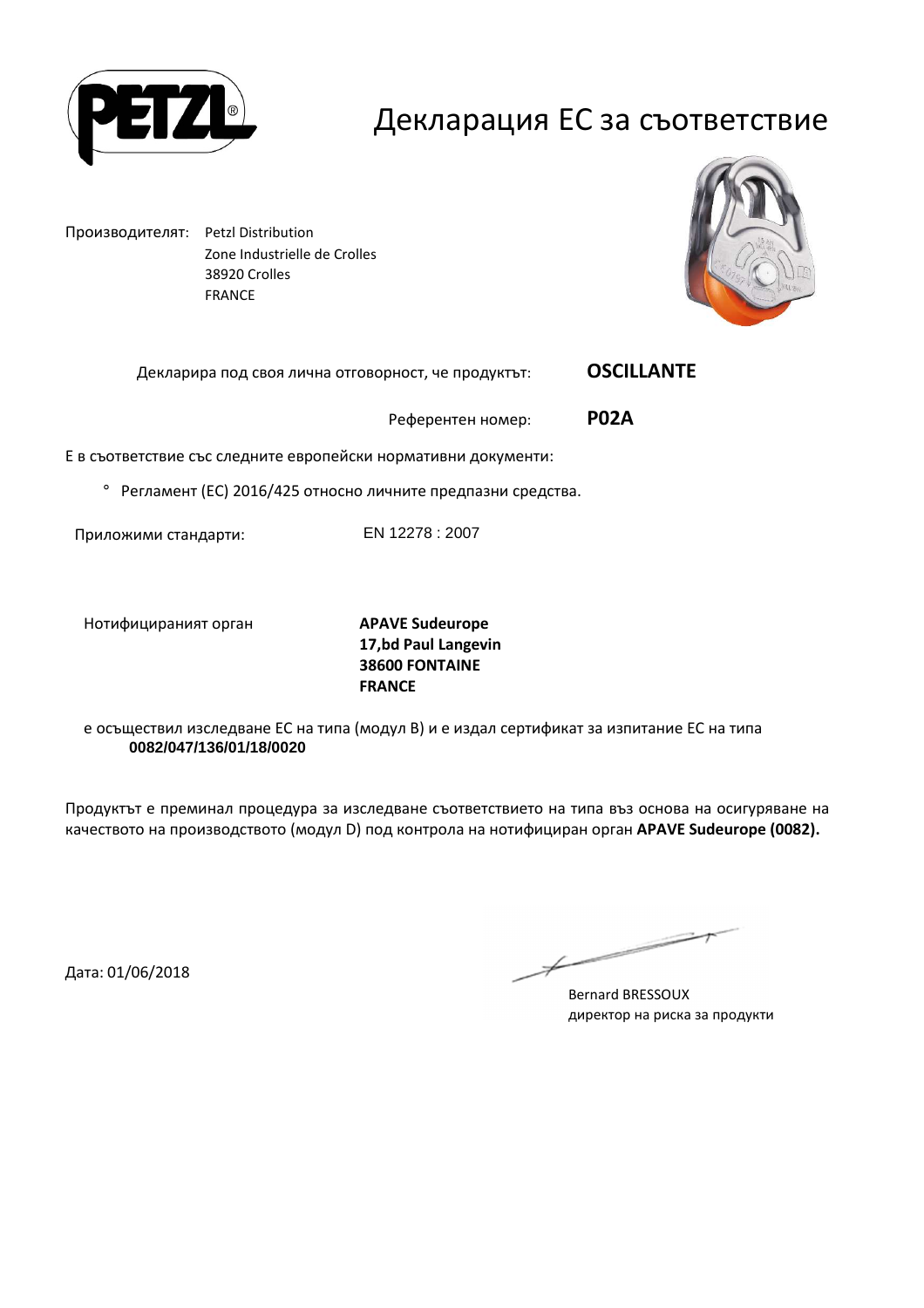# Декларация ЕС за съответствие

Производителят: Petzl Distribution
Zone Industrielle de Crolles
38920 Crolles
FRANCE

Декларира под своя лична отговорност, че продуктът: **OSCILLANTE**

Референтен номер: **P02A**

Е в съответствие със следните европейски нормативни документи:

° Регламент (ЕС) 2016/425 относно личните предпазни средства.

Приложими стандарти: EN 12278 : 2007

Нотифицираният орган **APAVE Sudeurope**
**17,bd Paul Langevin**
**38600 FONTAINE**
**FRANCE**

е осъществил изследване ЕС на типа (модул B) и е издал сертификат за изпитание ЕС на типа
**0082/047/136/01/18/0020**

Продуктът е преминал процедура за изследване съответствието на типа въз основа на осигуряване на качеството на производството (модул D) под контрола на нотифициран орган **APAVE Sudeurope (0082).**

Дата: 01/06/2018

Bernard BRESSOUX
директор на риска за продукти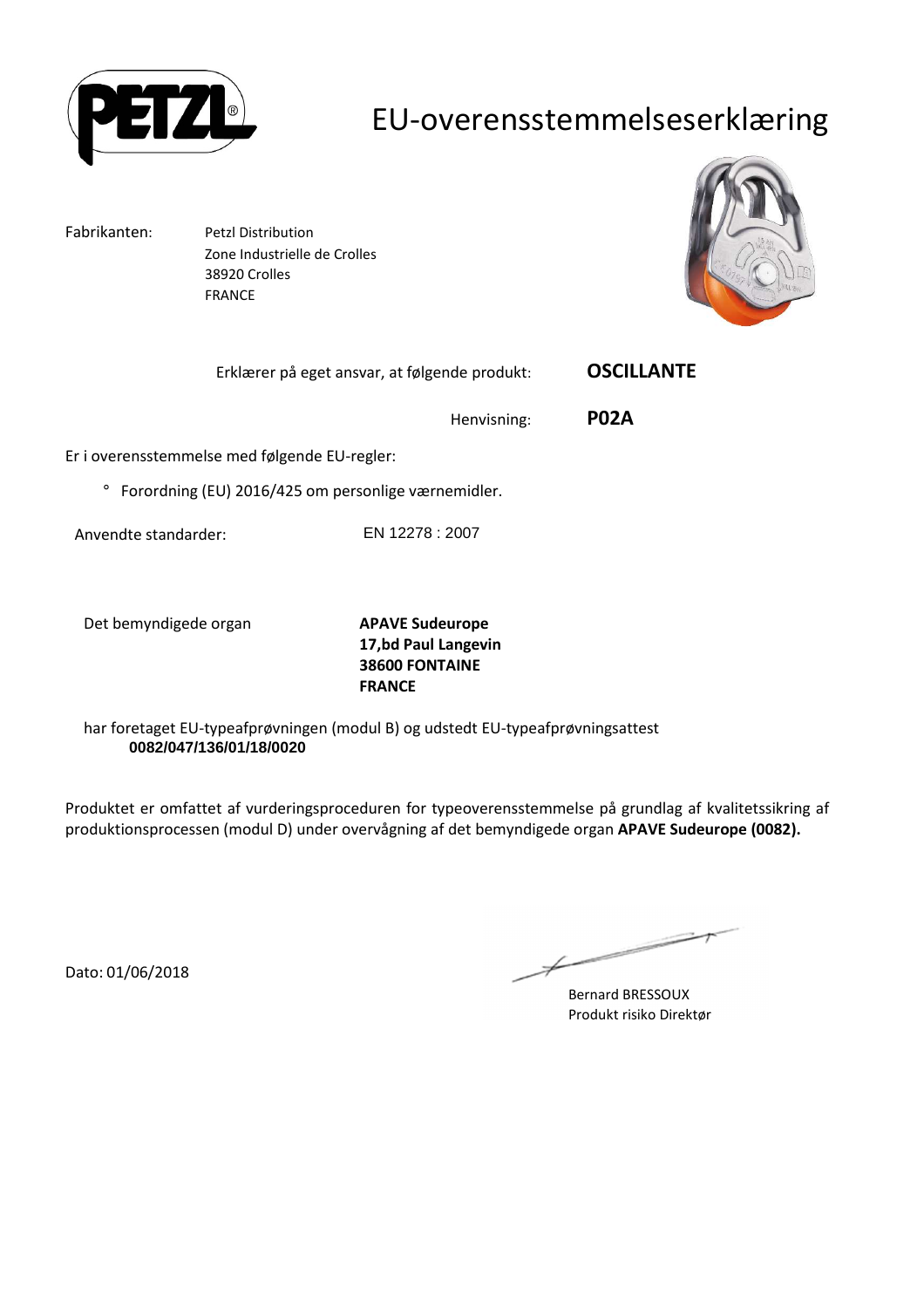# EU-overensstemmelseserklæring

Fabrikanten:

Petzl Distribution
Zone Industrielle de Crolles
38920 Crolles
FRANCE

Erklærer på eget ansvar, at følgende produkt: **OSCILLANTE**

Henvisning: **P02A**

Er i overensstemmelse med følgende EU-regler:

° Forordning (EU) 2016/425 om personlige værnemidler.

Anvendte standarder: EN 12278 : 2007

Det bemyndigede organ

**APAVE Sudeurope**
**17,bd Paul Langevin**
**38600 FONTAINE**
**FRANCE**

har foretaget EU-typeafprøvningen (modul B) og udstedt EU-typeafprøvningsattest
**0082/047/136/01/18/0020**

Produktet er omfattet af vurderingsproceduren for typeoverensstemmelse på grundlag af kvalitetssikring af produktionsprocessen (modul D) under overvågning af det bemyndigede organ **APAVE Sudeurope (0082).**

Dato: 01/06/2018

Bernard BRESSOUX
Produkt risiko Direktør